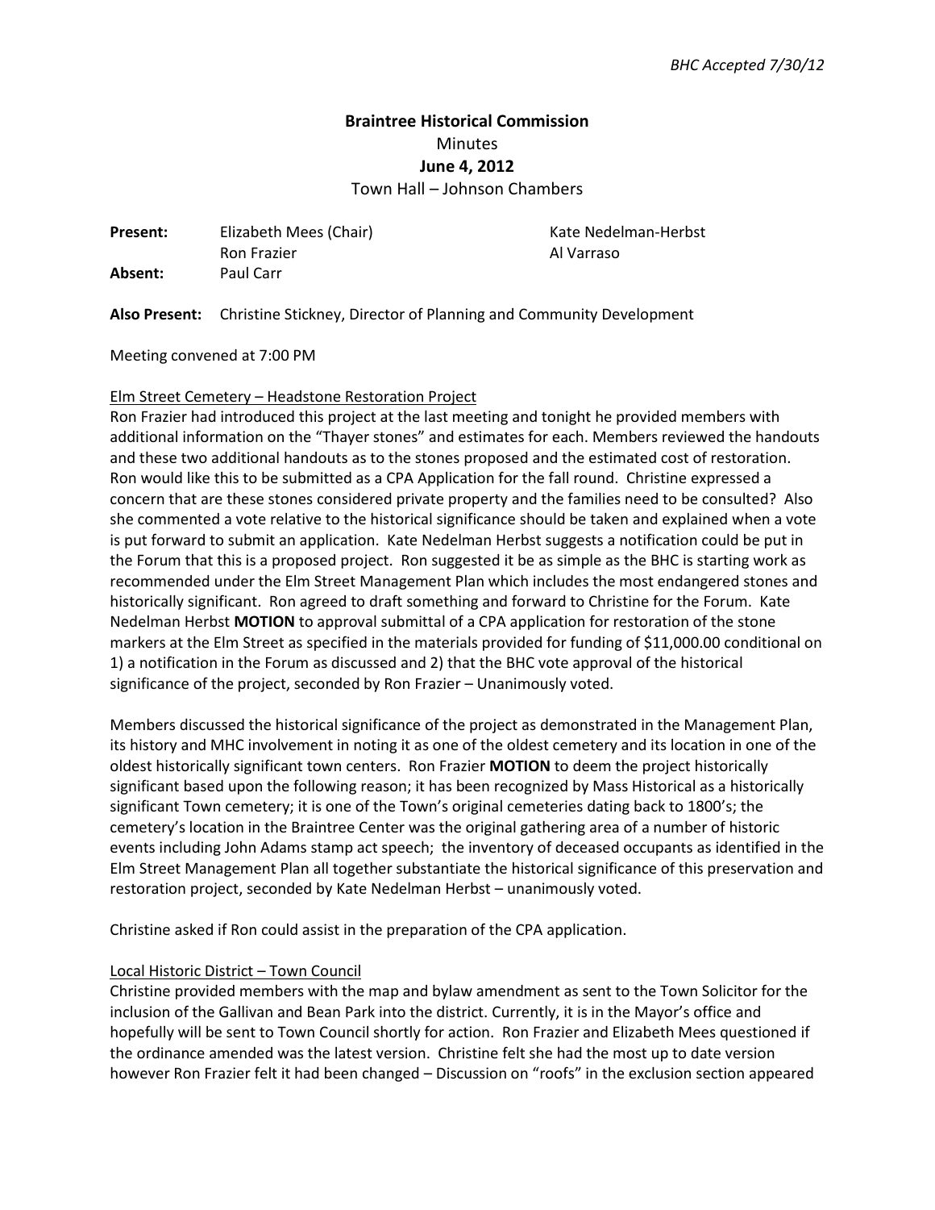*BHC Accepted 7/30/12*

**Braintree Historical Commission**
Minutes
**June 4, 2012**
Town Hall – Johnson Chambers

| | | |
|---|---|---|
| **Present:** | Elizabeth Mees (Chair) | Kate Nedelman-Herbst |
| | Ron Frazier | Al Varraso |
| **Absent:** | Paul Carr | |

**Also Present:** Christine Stickney, Director of Planning and Community Development

Meeting convened at 7:00 PM

Elm Street Cemetery – Headstone Restoration Project
Ron Frazier had introduced this project at the last meeting and tonight he provided members with additional information on the "Thayer stones" and estimates for each. Members reviewed the handouts and these two additional handouts as to the stones proposed and the estimated cost of restoration. Ron would like this to be submitted as a CPA Application for the fall round. Christine expressed a concern that are these stones considered private property and the families need to be consulted? Also she commented a vote relative to the historical significance should be taken and explained when a vote is put forward to submit an application. Kate Nedelman Herbst suggests a notification could be put in the Forum that this is a proposed project. Ron suggested it be as simple as the BHC is starting work as recommended under the Elm Street Management Plan which includes the most endangered stones and historically significant. Ron agreed to draft something and forward to Christine for the Forum. Kate Nedelman Herbst **MOTION** to approval submittal of a CPA application for restoration of the stone markers at the Elm Street as specified in the materials provided for funding of $11,000.00 conditional on 1) a notification in the Forum as discussed and 2) that the BHC vote approval of the historical significance of the project, seconded by Ron Frazier – Unanimously voted.

Members discussed the historical significance of the project as demonstrated in the Management Plan, its history and MHC involvement in noting it as one of the oldest cemetery and its location in one of the oldest historically significant town centers. Ron Frazier **MOTION** to deem the project historically significant based upon the following reason; it has been recognized by Mass Historical as a historically significant Town cemetery; it is one of the Town's original cemeteries dating back to 1800's; the cemetery's location in the Braintree Center was the original gathering area of a number of historic events including John Adams stamp act speech; the inventory of deceased occupants as identified in the Elm Street Management Plan all together substantiate the historical significance of this preservation and restoration project, seconded by Kate Nedelman Herbst – unanimously voted.

Christine asked if Ron could assist in the preparation of the CPA application.

Local Historic District – Town Council
Christine provided members with the map and bylaw amendment as sent to the Town Solicitor for the inclusion of the Gallivan and Bean Park into the district. Currently, it is in the Mayor's office and hopefully will be sent to Town Council shortly for action. Ron Frazier and Elizabeth Mees questioned if the ordinance amended was the latest version. Christine felt she had the most up to date version however Ron Frazier felt it had been changed – Discussion on "roofs" in the exclusion section appeared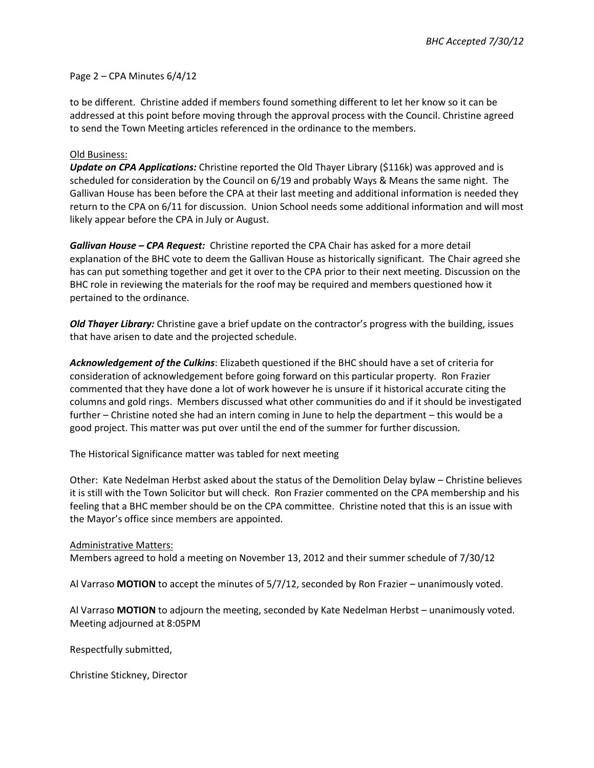BHC Accepted 7/30/12

Page 2 – CPA Minutes 6/4/12

to be different. Christine added if members found something different to let her know so it can be addressed at this point before moving through the approval process with the Council. Christine agreed to send the Town Meeting articles referenced in the ordinance to the members.

Old Business:

***Update on CPA Applications:*** Christine reported the Old Thayer Library ($116k) was approved and is scheduled for consideration by the Council on 6/19 and probably Ways & Means the same night. The Gallivan House has been before the CPA at their last meeting and additional information is needed they return to the CPA on 6/11 for discussion. Union School needs some additional information and will most likely appear before the CPA in July or August.

***Gallivan House – CPA Request:*** Christine reported the CPA Chair has asked for a more detail explanation of the BHC vote to deem the Gallivan House as historically significant. The Chair agreed she has can put something together and get it over to the CPA prior to their next meeting. Discussion on the BHC role in reviewing the materials for the roof may be required and members questioned how it pertained to the ordinance.

***Old Thayer Library:*** Christine gave a brief update on the contractor's progress with the building, issues that have arisen to date and the projected schedule.

***Acknowledgement of the Culkins***: Elizabeth questioned if the BHC should have a set of criteria for consideration of acknowledgement before going forward on this particular property. Ron Frazier commented that they have done a lot of work however he is unsure if it historical accurate citing the columns and gold rings. Members discussed what other communities do and if it should be investigated further – Christine noted she had an intern coming in June to help the department – this would be a good project. This matter was put over until the end of the summer for further discussion.

The Historical Significance matter was tabled for next meeting

Other: Kate Nedelman Herbst asked about the status of the Demolition Delay bylaw – Christine believes it is still with the Town Solicitor but will check. Ron Frazier commented on the CPA membership and his feeling that a BHC member should be on the CPA committee. Christine noted that this is an issue with the Mayor's office since members are appointed.

Administrative Matters:

Members agreed to hold a meeting on November 13, 2012 and their summer schedule of 7/30/12

Al Varraso **MOTION** to accept the minutes of 5/7/12, seconded by Ron Frazier – unanimously voted.

Al Varraso **MOTION** to adjourn the meeting, seconded by Kate Nedelman Herbst – unanimously voted. Meeting adjourned at 8:05PM

Respectfully submitted,

Christine Stickney, Director